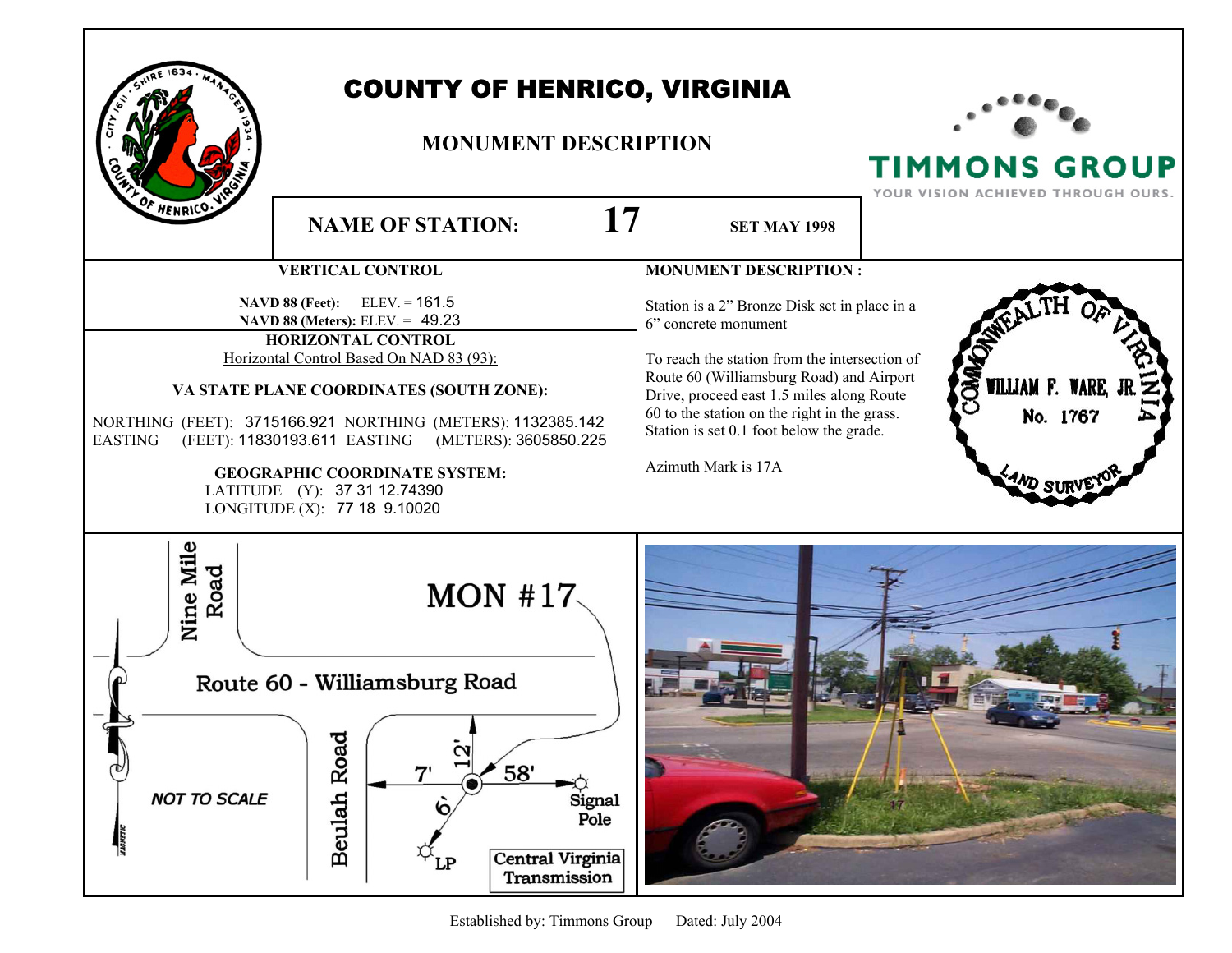# COUNTY OF HENRICO, VIRGINIA

## MONUMENT DESCRIPTION

TIMMONS GROUP
YOUR VISION ACHIEVED THROUGH OURS.

**NAME OF STATION:** **17** **SET MAY 1998**

### VERTICAL CONTROL

**NAVD 88 (Feet):** ELEV. = 161.5
**NAVD 88 (Meters):** ELEV. = 49.23

### HORIZONTAL CONTROL

Horizontal Control Based On NAD 83 (93):

**VA STATE PLANE COORDINATES (SOUTH ZONE):**

NORTHING (FEET): 3715166.921 NORTHING (METERS): 1132385.142
EASTING (FEET): 11830193.611 EASTING (METERS): 3605850.225

**GEOGRAPHIC COORDINATE SYSTEM:**

LATITUDE (Y): 37 31 12.74390
LONGITUDE (X): 77 18 9.10020

### MONUMENT DESCRIPTION :

Station is a 2" Bronze Disk set in place in a 6" concrete monument

To reach the station from the intersection of Route 60 (Williamsburg Road) and Airport Drive, proceed east 1.5 miles along Route 60 to the station on the right in the grass. Station is set 0.1 foot below the grade.

Azimuth Mark is 17A

COMMONWEALTH OF VIRGINIA
WILLIAM F. WARE, JR.
No. 1767
LAND SURVEYOR

MON #17

Nine Mile Road

Route 60 - Williamsburg Road

Beulah Road

12'

7'

58'

6'

Signal Pole

LP

Central Virginia Transmission

NOT TO SCALE

MAGNETIC

Established by: Timmons Group Dated: July 2004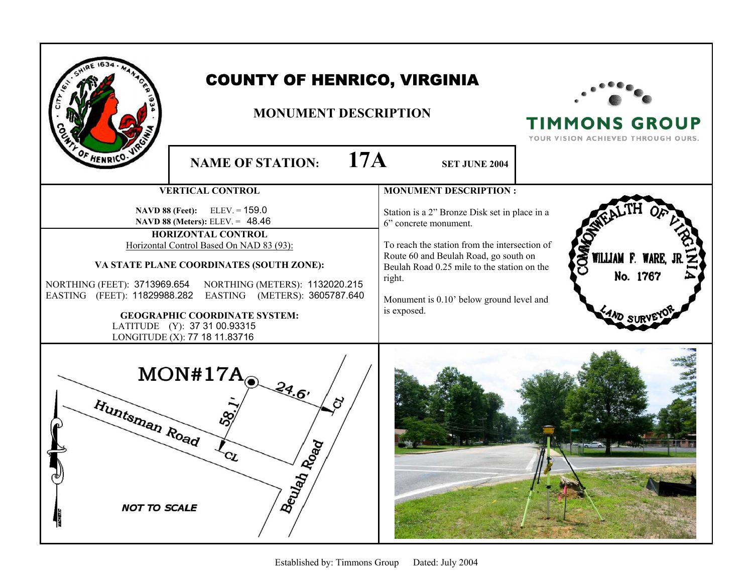# COUNTY OF HENRICO, VIRGINIA

## MONUMENT DESCRIPTION

TIMMONS GROUP
YOUR VISION ACHIEVED THROUGH OURS.

**NAME OF STATION:** **17A** **SET JUNE 2004**

### VERTICAL CONTROL

**NAVD 88 (Feet):** ELEV. = 159.0
**NAVD 88 (Meters):** ELEV. = 48.46

### HORIZONTAL CONTROL

Horizontal Control Based On NAD 83 (93):

**VA STATE PLANE COORDINATES (SOUTH ZONE):**

NORTHING (FEET): 3713969.654 NORTHING (METERS): 1132020.215
EASTING (FEET): 11829988.282 EASTING (METERS): 3605787.640

**GEOGRAPHIC COORDINATE SYSTEM:**

LATITUDE (Y): 37 31 00.93315
LONGITUDE (X): 77 18 11.83716

### MONUMENT DESCRIPTION :

Station is a 2" Bronze Disk set in place in a 6" concrete monument.

To reach the station from the intersection of Route 60 and Beulah Road, go south on Beulah Road 0.25 mile to the station on the right.

Monument is 0.10' below ground level and is exposed.

COMMONWEALTH OF VIRGINIA
WILLIAM F. WARE, JR.
No. 1767
LAND SURVEYOR

MON#17A
24.6'
58.1'
CL
CL
Huntsman Road
Beulah Road
NOT TO SCALE

Established by: Timmons Group Dated: July 2004